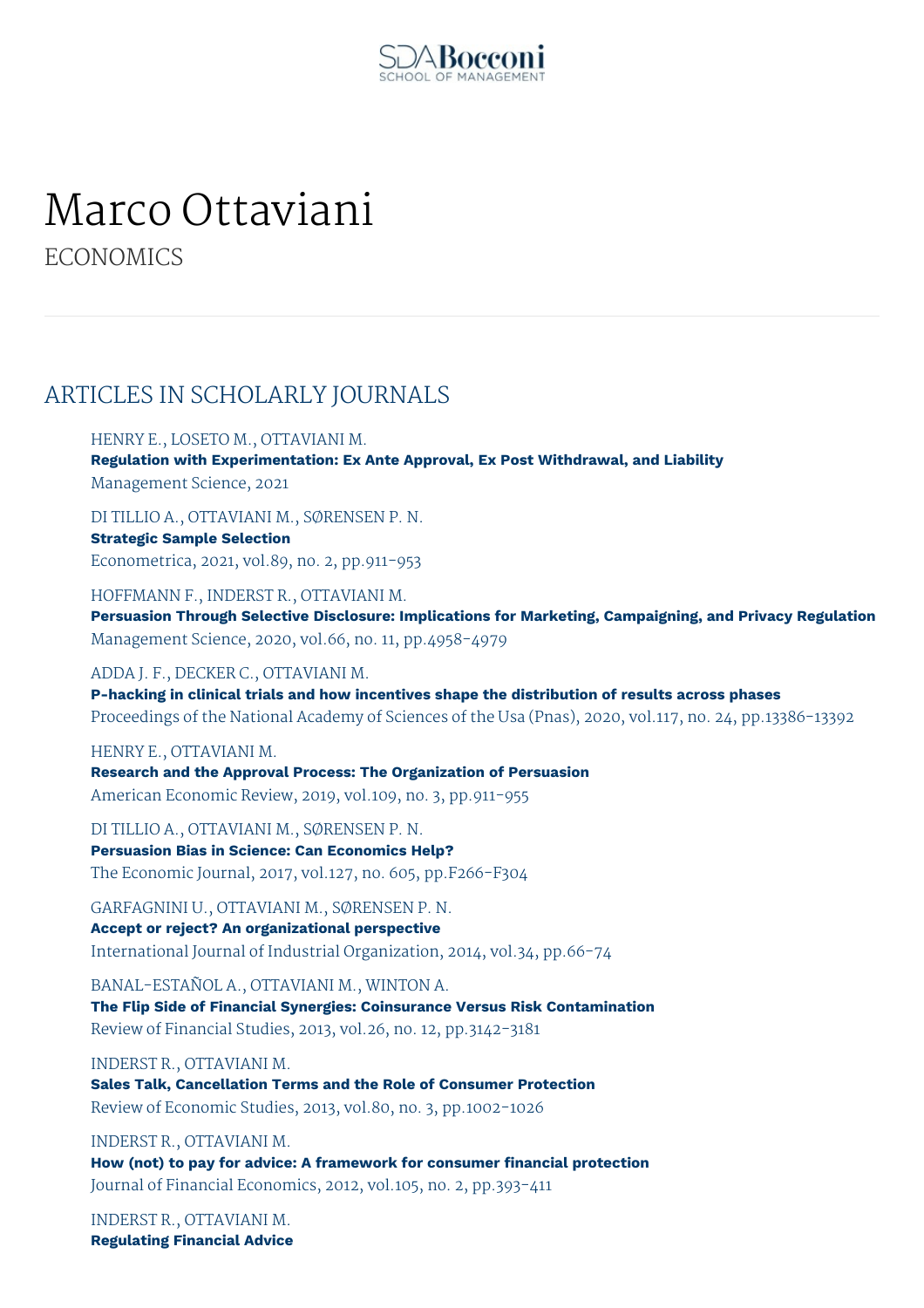# Marco Ottaviani

ECONOMICS

## ARTICLES IN SCHOLARLY JOURNALS

HENRY E., LOSETO M., OTTAVIANI M.
**Regulation with Experimentation: Ex Ante Approval, Ex Post Withdrawal, and Liability**
Management Science, 2021

DI TILLIO A., OTTAVIANI M., SØRENSEN P. N.
**Strategic Sample Selection**
Econometrica, 2021, vol.89, no. 2, pp.911-953

HOFFMANN F., INDERST R., OTTAVIANI M.
**Persuasion Through Selective Disclosure: Implications for Marketing, Campaigning, and Privacy Regulation**
Management Science, 2020, vol.66, no. 11, pp.4958-4979

ADDA J. F., DECKER C., OTTAVIANI M.
**P-hacking in clinical trials and how incentives shape the distribution of results across phases**
Proceedings of the National Academy of Sciences of the Usa (Pnas), 2020, vol.117, no. 24, pp.13386-13392

HENRY E., OTTAVIANI M.
**Research and the Approval Process: The Organization of Persuasion**
American Economic Review, 2019, vol.109, no. 3, pp.911-955

DI TILLIO A., OTTAVIANI M., SØRENSEN P. N.
**Persuasion Bias in Science: Can Economics Help?**
The Economic Journal, 2017, vol.127, no. 605, pp.F266-F304

GARFAGNINI U., OTTAVIANI M., SØRENSEN P. N.
**Accept or reject? An organizational perspective**
International Journal of Industrial Organization, 2014, vol.34, pp.66-74

BANAL-ESTAÑOL A., OTTAVIANI M., WINTON A.
**The Flip Side of Financial Synergies: Coinsurance Versus Risk Contamination**
Review of Financial Studies, 2013, vol.26, no. 12, pp.3142-3181

INDERST R., OTTAVIANI M.
**Sales Talk, Cancellation Terms and the Role of Consumer Protection**
Review of Economic Studies, 2013, vol.80, no. 3, pp.1002-1026

INDERST R., OTTAVIANI M.
**How (not) to pay for advice: A framework for consumer financial protection**
Journal of Financial Economics, 2012, vol.105, no. 2, pp.393-411

INDERST R., OTTAVIANI M.
**Regulating Financial Advice**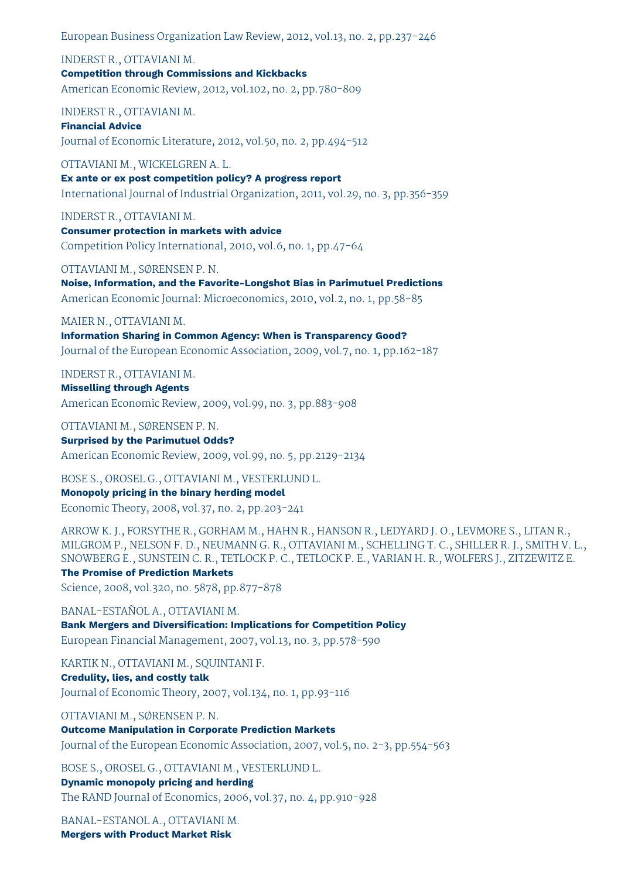European Business Organization Law Review, 2012, vol.13, no. 2, pp.237-246

INDERST R., OTTAVIANI M.
**Competition through Commissions and Kickbacks**
American Economic Review, 2012, vol.102, no. 2, pp.780-809

INDERST R., OTTAVIANI M.
**Financial Advice**
Journal of Economic Literature, 2012, vol.50, no. 2, pp.494-512

OTTAVIANI M., WICKELGREN A. L.
**Ex ante or ex post competition policy? A progress report**
International Journal of Industrial Organization, 2011, vol.29, no. 3, pp.356-359

INDERST R., OTTAVIANI M.
**Consumer protection in markets with advice**
Competition Policy International, 2010, vol.6, no. 1, pp.47-64

OTTAVIANI M., SØRENSEN P. N.
**Noise, Information, and the Favorite-Longshot Bias in Parimutuel Predictions**
American Economic Journal: Microeconomics, 2010, vol.2, no. 1, pp.58-85

MAIER N., OTTAVIANI M.
**Information Sharing in Common Agency: When is Transparency Good?**
Journal of the European Economic Association, 2009, vol.7, no. 1, pp.162-187

INDERST R., OTTAVIANI M.
**Misselling through Agents**
American Economic Review, 2009, vol.99, no. 3, pp.883-908

OTTAVIANI M., SØRENSEN P. N.
**Surprised by the Parimutuel Odds?**
American Economic Review, 2009, vol.99, no. 5, pp.2129-2134

BOSE S., OROSEL G., OTTAVIANI M., VESTERLUND L.
**Monopoly pricing in the binary herding model**
Economic Theory, 2008, vol.37, no. 2, pp.203-241

ARROW K. J., FORSYTHE R., GORHAM M., HAHN R., HANSON R., LEDYARD J. O., LEVMORE S., LITAN R., MILGROM P., NELSON F. D., NEUMANN G. R., OTTAVIANI M., SCHELLING T. C., SHILLER R. J., SMITH V. L., SNOWBERG E., SUNSTEIN C. R., TETLOCK P. C., TETLOCK P. E., VARIAN H. R., WOLFERS J., ZITZEWITZ E.
**The Promise of Prediction Markets**
Science, 2008, vol.320, no. 5878, pp.877-878

BANAL-ESTAÑOL A., OTTAVIANI M.
**Bank Mergers and Diversification: Implications for Competition Policy**
European Financial Management, 2007, vol.13, no. 3, pp.578-590

KARTIK N., OTTAVIANI M., SQUINTANI F.
**Credulity, lies, and costly talk**
Journal of Economic Theory, 2007, vol.134, no. 1, pp.93-116

OTTAVIANI M., SØRENSEN P. N.
**Outcome Manipulation in Corporate Prediction Markets**
Journal of the European Economic Association, 2007, vol.5, no. 2-3, pp.554-563

BOSE S., OROSEL G., OTTAVIANI M., VESTERLUND L.
**Dynamic monopoly pricing and herding**
The RAND Journal of Economics, 2006, vol.37, no. 4, pp.910-928

BANAL-ESTANOL A., OTTAVIANI M.
**Mergers with Product Market Risk**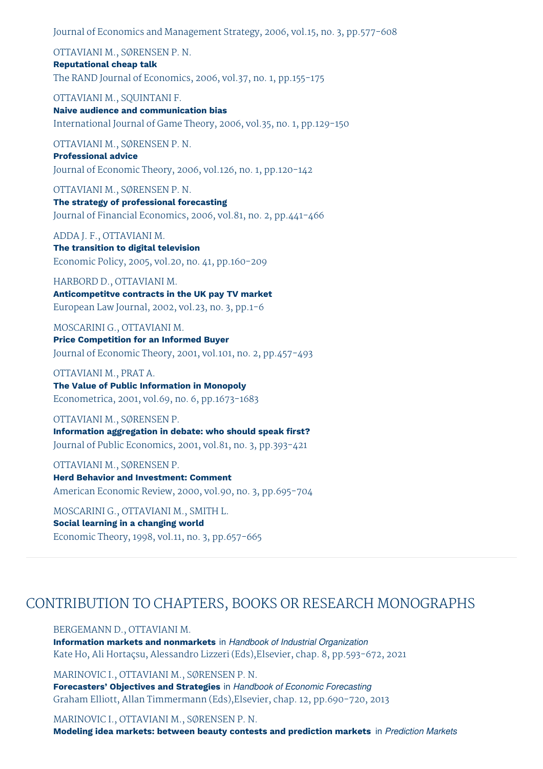Journal of Economics and Management Strategy, 2006, vol.15, no. 3, pp.577-608

OTTAVIANI M., SØRENSEN P. N.
**Reputational cheap talk**
The RAND Journal of Economics, 2006, vol.37, no. 1, pp.155-175

OTTAVIANI M., SQUINTANI F.
**Naive audience and communication bias**
International Journal of Game Theory, 2006, vol.35, no. 1, pp.129-150

OTTAVIANI M., SØRENSEN P. N.
**Professional advice**
Journal of Economic Theory, 2006, vol.126, no. 1, pp.120-142

OTTAVIANI M., SØRENSEN P. N.
**The strategy of professional forecasting**
Journal of Financial Economics, 2006, vol.81, no. 2, pp.441-466

ADDA J. F., OTTAVIANI M.
**The transition to digital television**
Economic Policy, 2005, vol.20, no. 41, pp.160-209

HARBORD D., OTTAVIANI M.
**Anticompetitve contracts in the UK pay TV market**
European Law Journal, 2002, vol.23, no. 3, pp.1-6

MOSCARINI G., OTTAVIANI M.
**Price Competition for an Informed Buyer**
Journal of Economic Theory, 2001, vol.101, no. 2, pp.457-493

OTTAVIANI M., PRAT A.
**The Value of Public Information in Monopoly**
Econometrica, 2001, vol.69, no. 6, pp.1673-1683

OTTAVIANI M., SØRENSEN P.
**Information aggregation in debate: who should speak first?**
Journal of Public Economics, 2001, vol.81, no. 3, pp.393-421

OTTAVIANI M., SØRENSEN P.
**Herd Behavior and Investment: Comment**
American Economic Review, 2000, vol.90, no. 3, pp.695-704

MOSCARINI G., OTTAVIANI M., SMITH L.
**Social learning in a changing world**
Economic Theory, 1998, vol.11, no. 3, pp.657-665

## CONTRIBUTION TO CHAPTERS, BOOKS OR RESEARCH MONOGRAPHS

BERGEMANN D., OTTAVIANI M.
**Information markets and nonmarkets** in *Handbook of Industrial Organization*
Kate Ho, Ali Hortaçsu, Alessandro Lizzeri (Eds),Elsevier, chap. 8, pp.593-672, 2021

MARINOVIC I., OTTAVIANI M., SØRENSEN P. N.
**Forecasters' Objectives and Strategies** in *Handbook of Economic Forecasting*
Graham Elliott, Allan Timmermann (Eds),Elsevier, chap. 12, pp.690-720, 2013

MARINOVIC I., OTTAVIANI M., SØRENSEN P. N.
**Modeling idea markets: between beauty contests and prediction markets** in *Prediction Markets*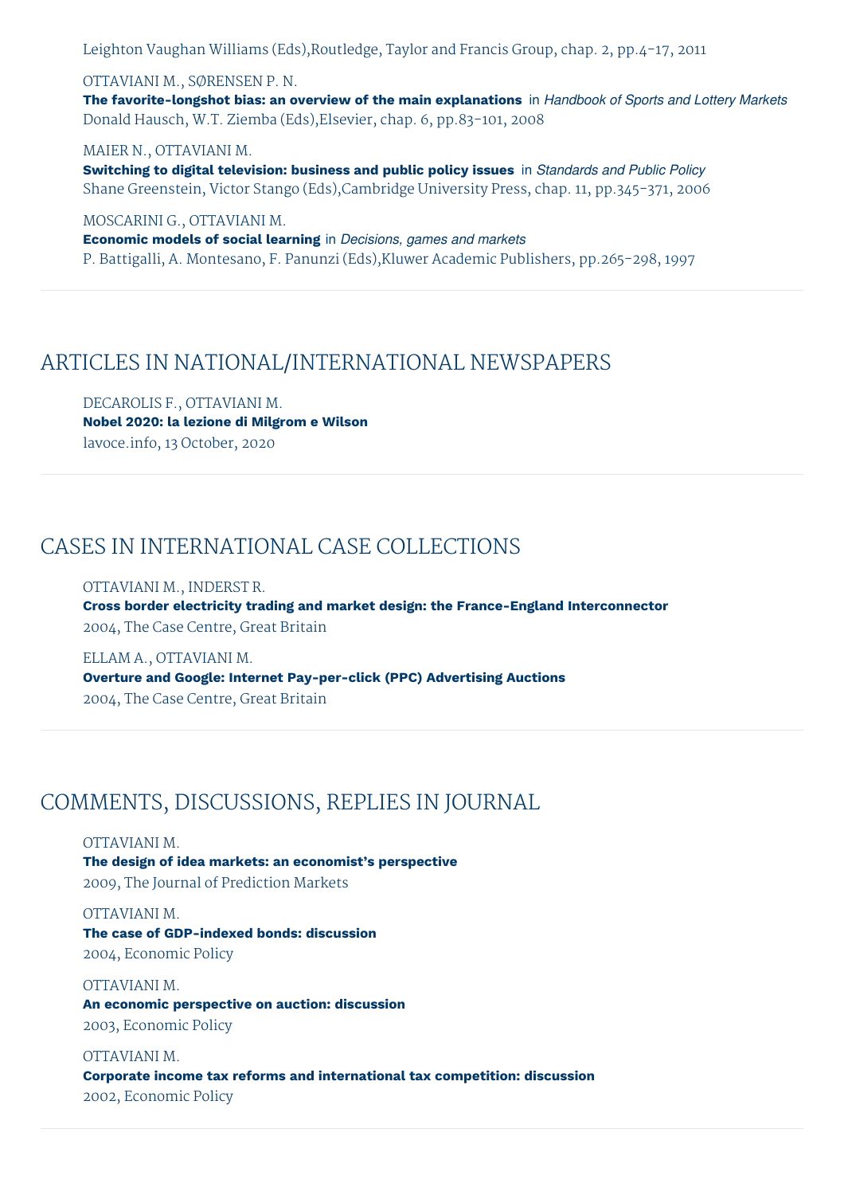Leighton Vaughan Williams (Eds),Routledge, Taylor and Francis Group, chap. 2, pp.4-17, 2011

OTTAVIANI M., SØRENSEN P. N.
**The favorite-longshot bias: an overview of the main explanations** in *Handbook of Sports and Lottery Markets*
Donald Hausch, W.T. Ziemba (Eds),Elsevier, chap. 6, pp.83-101, 2008

MAIER N., OTTAVIANI M.
**Switching to digital television: business and public policy issues** in *Standards and Public Policy*
Shane Greenstein, Victor Stango (Eds),Cambridge University Press, chap. 11, pp.345-371, 2006

MOSCARINI G., OTTAVIANI M.
**Economic models of social learning** in *Decisions, games and markets*
P. Battigalli, A. Montesano, F. Panunzi (Eds),Kluwer Academic Publishers, pp.265-298, 1997

## ARTICLES IN NATIONAL/INTERNATIONAL NEWSPAPERS

DECAROLIS F., OTTAVIANI M.
**Nobel 2020: la lezione di Milgrom e Wilson**
lavoce.info, 13 October, 2020

## CASES IN INTERNATIONAL CASE COLLECTIONS

OTTAVIANI M., INDERST R.
**Cross border electricity trading and market design: the France-England Interconnector**
2004, The Case Centre, Great Britain

ELLAM A., OTTAVIANI M.
**Overture and Google: Internet Pay-per-click (PPC) Advertising Auctions**
2004, The Case Centre, Great Britain

## COMMENTS, DISCUSSIONS, REPLIES IN JOURNAL

OTTAVIANI M.
**The design of idea markets: an economist's perspective**
2009, The Journal of Prediction Markets

OTTAVIANI M.
**The case of GDP-indexed bonds: discussion**
2004, Economic Policy

OTTAVIANI M.
**An economic perspective on auction: discussion**
2003, Economic Policy

OTTAVIANI M.
**Corporate income tax reforms and international tax competition: discussion**
2002, Economic Policy